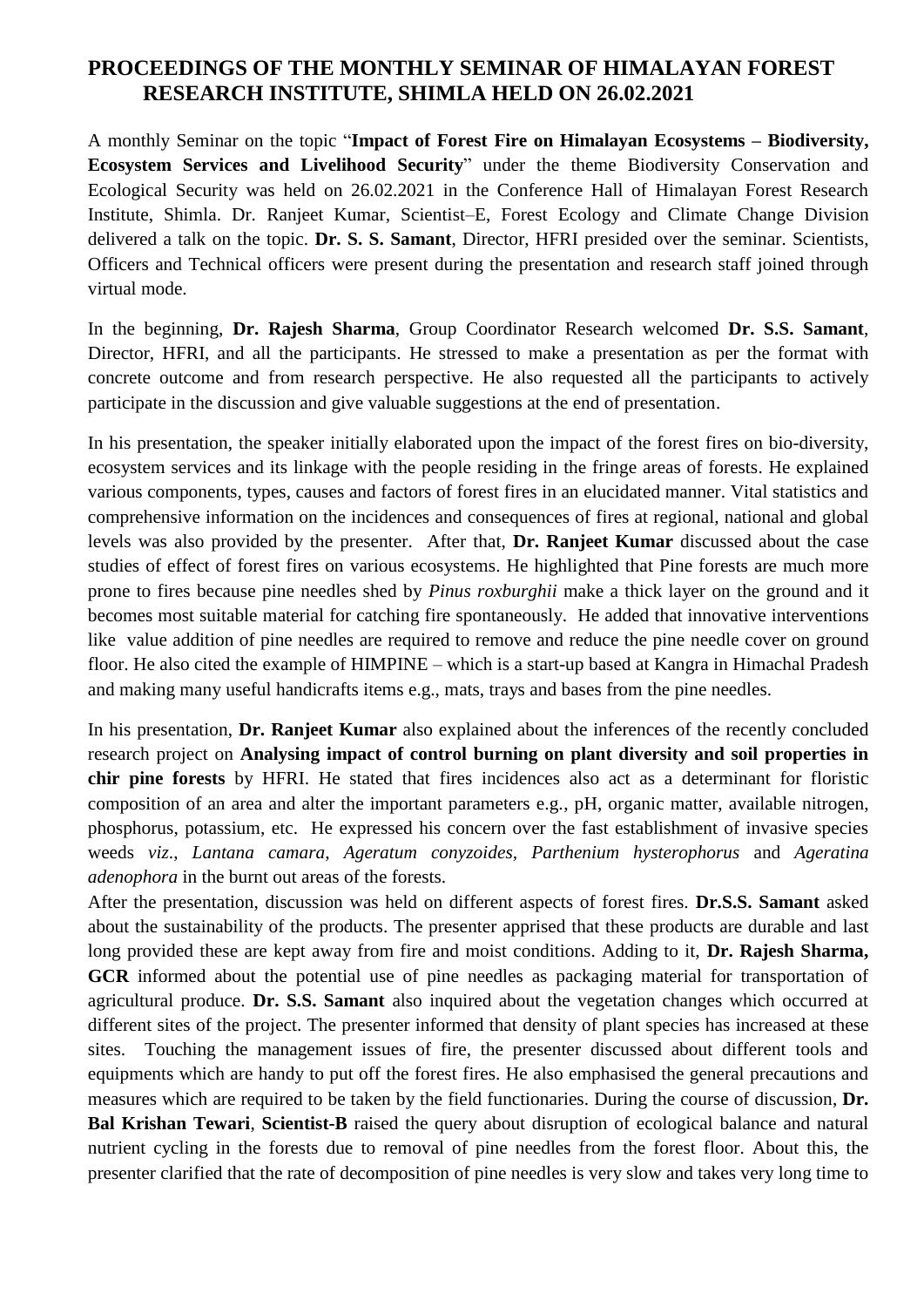# PROCEEDINGS OF THE MONTHLY SEMINAR OF HIMALAYAN FOREST RESEARCH INSTITUTE, SHIMLA HELD ON 26.02.2021

A monthly Seminar on the topic "**Impact of Forest Fire on Himalayan Ecosystems – Biodiversity, Ecosystem Services and Livelihood Security**" under the theme Biodiversity Conservation and Ecological Security was held on 26.02.2021 in the Conference Hall of Himalayan Forest Research Institute, Shimla. Dr. Ranjeet Kumar, Scientist–E, Forest Ecology and Climate Change Division delivered a talk on the topic. **Dr. S. S. Samant**, Director, HFRI presided over the seminar. Scientists, Officers and Technical officers were present during the presentation and research staff joined through virtual mode.

In the beginning, **Dr. Rajesh Sharma**, Group Coordinator Research welcomed **Dr. S.S. Samant**, Director, HFRI, and all the participants. He stressed to make a presentation as per the format with concrete outcome and from research perspective. He also requested all the participants to actively participate in the discussion and give valuable suggestions at the end of presentation.

In his presentation, the speaker initially elaborated upon the impact of the forest fires on bio-diversity, ecosystem services and its linkage with the people residing in the fringe areas of forests. He explained various components, types, causes and factors of forest fires in an elucidated manner. Vital statistics and comprehensive information on the incidences and consequences of fires at regional, national and global levels was also provided by the presenter. After that, **Dr. Ranjeet Kumar** discussed about the case studies of effect of forest fires on various ecosystems. He highlighted that Pine forests are much more prone to fires because pine needles shed by *Pinus roxburghii* make a thick layer on the ground and it becomes most suitable material for catching fire spontaneously. He added that innovative interventions like value addition of pine needles are required to remove and reduce the pine needle cover on ground floor. He also cited the example of HIMPINE – which is a start-up based at Kangra in Himachal Pradesh and making many useful handicrafts items e.g., mats, trays and bases from the pine needles.

In his presentation, **Dr. Ranjeet Kumar** also explained about the inferences of the recently concluded research project on **Analysing impact of control burning on plant diversity and soil properties in chir pine forests** by HFRI. He stated that fires incidences also act as a determinant for floristic composition of an area and alter the important parameters e.g., pH, organic matter, available nitrogen, phosphorus, potassium, etc. He expressed his concern over the fast establishment of invasive species weeds *viz*., *Lantana camara*, *Ageratum conyzoides*, *Parthenium hysterophorus* and *Ageratina adenophora* in the burnt out areas of the forests.

After the presentation, discussion was held on different aspects of forest fires. **Dr.S.S. Samant** asked about the sustainability of the products. The presenter apprised that these products are durable and last long provided these are kept away from fire and moist conditions. Adding to it, **Dr. Rajesh Sharma, GCR** informed about the potential use of pine needles as packaging material for transportation of agricultural produce. **Dr. S.S. Samant** also inquired about the vegetation changes which occurred at different sites of the project. The presenter informed that density of plant species has increased at these sites. Touching the management issues of fire, the presenter discussed about different tools and equipments which are handy to put off the forest fires. He also emphasised the general precautions and measures which are required to be taken by the field functionaries. During the course of discussion, **Dr. Bal Krishan Tewari**, **Scientist-B** raised the query about disruption of ecological balance and natural nutrient cycling in the forests due to removal of pine needles from the forest floor. About this, the presenter clarified that the rate of decomposition of pine needles is very slow and takes very long time to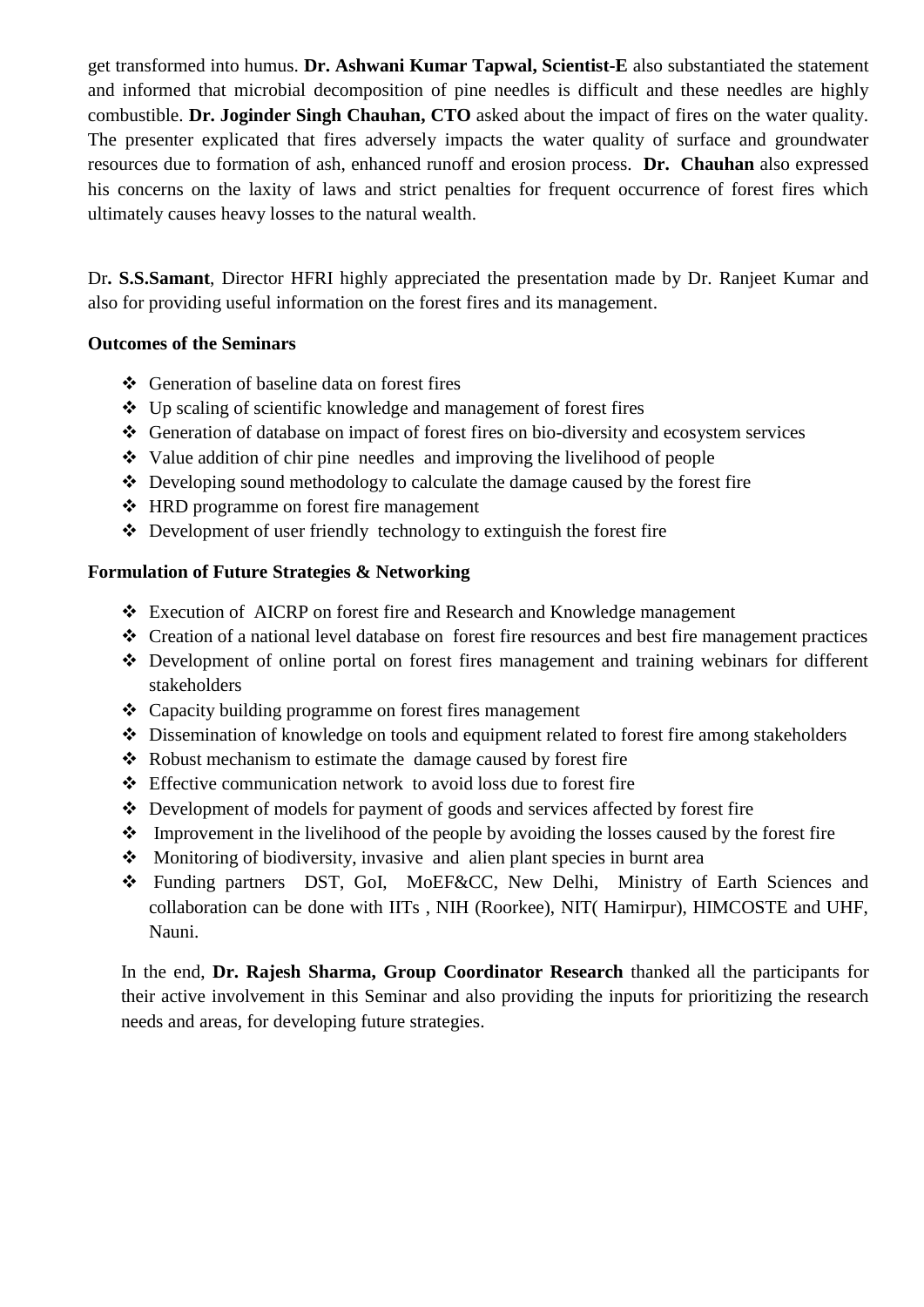get transformed into humus. **Dr. Ashwani Kumar Tapwal, Scientist-E** also substantiated the statement and informed that microbial decomposition of pine needles is difficult and these needles are highly combustible. **Dr. Joginder Singh Chauhan, CTO** asked about the impact of fires on the water quality. The presenter explicated that fires adversely impacts the water quality of surface and groundwater resources due to formation of ash, enhanced runoff and erosion process. **Dr. Chauhan** also expressed his concerns on the laxity of laws and strict penalties for frequent occurrence of forest fires which ultimately causes heavy losses to the natural wealth.

Dr**. S.S.Samant**, Director HFRI highly appreciated the presentation made by Dr. Ranjeet Kumar and also for providing useful information on the forest fires and its management.

**Outcomes of the Seminars**

- Generation of baseline data on forest fires
- Up scaling of scientific knowledge and management of forest fires
- Generation of database on impact of forest fires on bio-diversity and ecosystem services
- Value addition of chir pine needles and improving the livelihood of people
- Developing sound methodology to calculate the damage caused by the forest fire
- HRD programme on forest fire management
- Development of user friendly technology to extinguish the forest fire

**Formulation of Future Strategies & Networking**

- Execution of AICRP on forest fire and Research and Knowledge management
- Creation of a national level database on forest fire resources and best fire management practices
- Development of online portal on forest fires management and training webinars for different stakeholders
- Capacity building programme on forest fires management
- Dissemination of knowledge on tools and equipment related to forest fire among stakeholders
- Robust mechanism to estimate the damage caused by forest fire
- Effective communication network to avoid loss due to forest fire
- Development of models for payment of goods and services affected by forest fire
- Improvement in the livelihood of the people by avoiding the losses caused by the forest fire
- Monitoring of biodiversity, invasive and alien plant species in burnt area
- Funding partners DST, GoI, MoEF&CC, New Delhi, Ministry of Earth Sciences and collaboration can be done with IITs , NIH (Roorkee), NIT( Hamirpur), HIMCOSTE and UHF, Nauni.

In the end, **Dr. Rajesh Sharma, Group Coordinator Research** thanked all the participants for their active involvement in this Seminar and also providing the inputs for prioritizing the research needs and areas, for developing future strategies.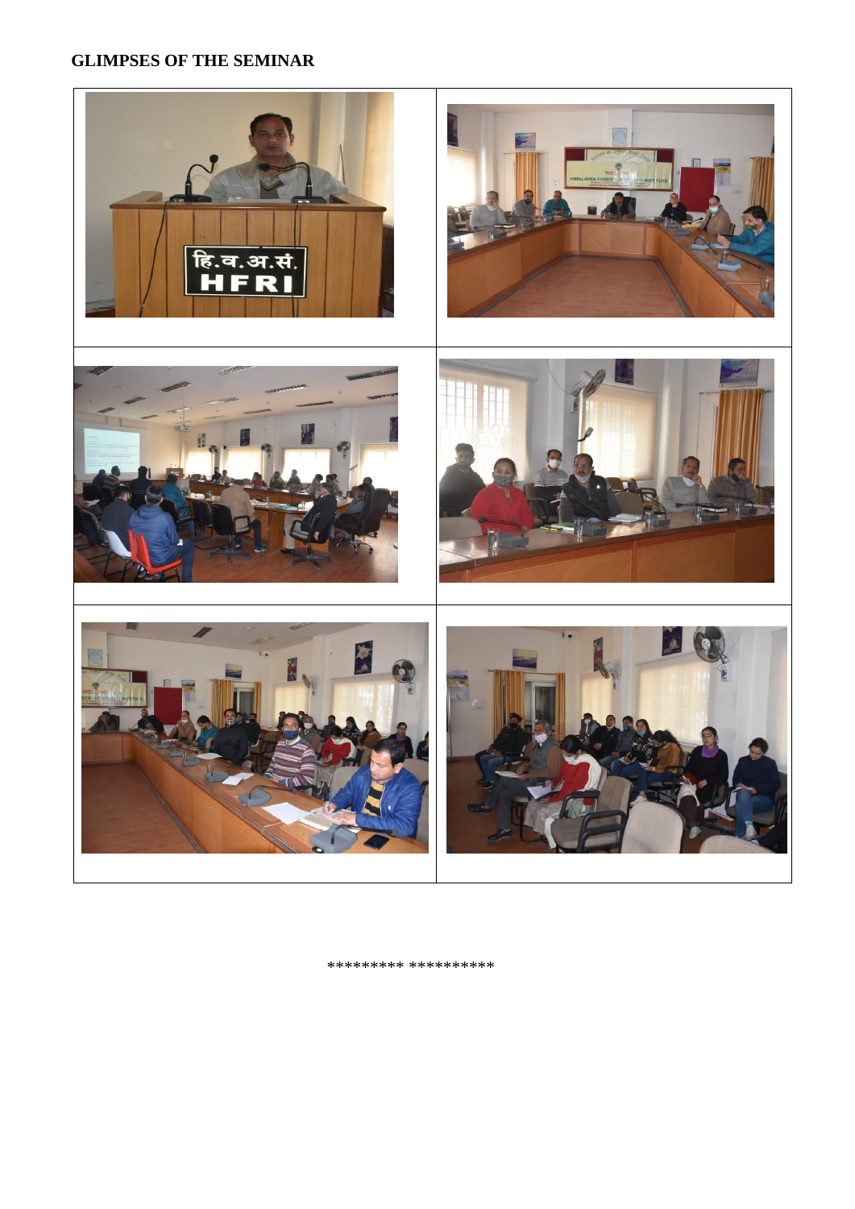**GLIMPSES OF THE SEMINAR**

********* **********